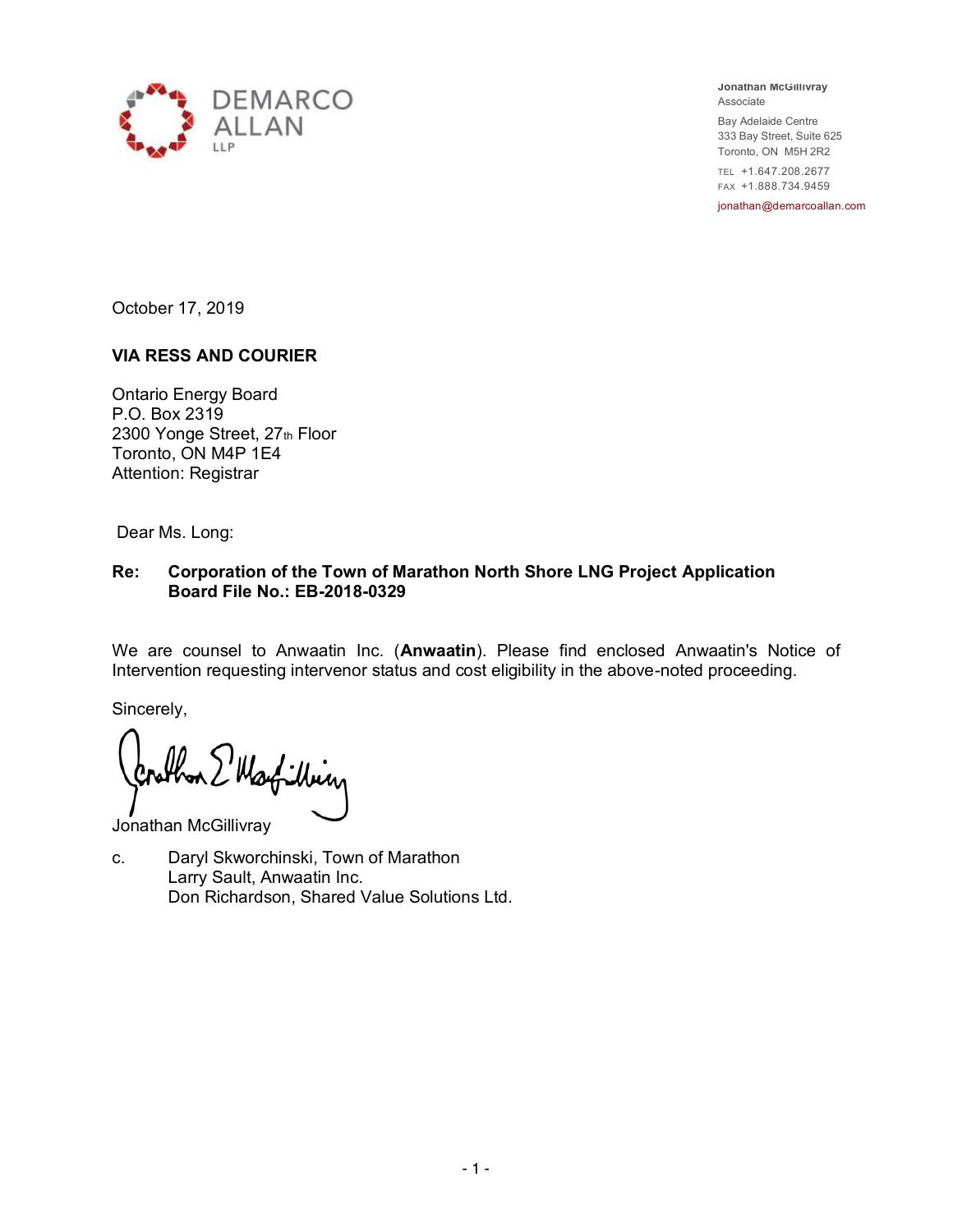DEMARCO ALLAN LLP

**Jonathan McGillivray**
Associate

Bay Adelaide Centre
333 Bay Street, Suite 625
Toronto, ON M5H 2R2

TEL +1.647.208.2677
FAX +1.888.734.9459

jonathan@demarcoallan.com

October 17, 2019

**VIA RESS AND COURIER**

Ontario Energy Board
P.O. Box 2319
2300 Yonge Street, 27th Floor
Toronto, ON M4P 1E4
Attention: Registrar

Dear Ms. Long:

**Re: Corporation of the Town of Marathon North Shore LNG Project Application**
**Board File No.: EB-2018-0329**

We are counsel to Anwaatin Inc. (**Anwaatin**). Please find enclosed Anwaatin's Notice of Intervention requesting intervenor status and cost eligibility in the above-noted proceeding.

Sincerely,

Jonathan McGillivray

c. Daryl Skworchinski, Town of Marathon
Larry Sault, Anwaatin Inc.
Don Richardson, Shared Value Solutions Ltd.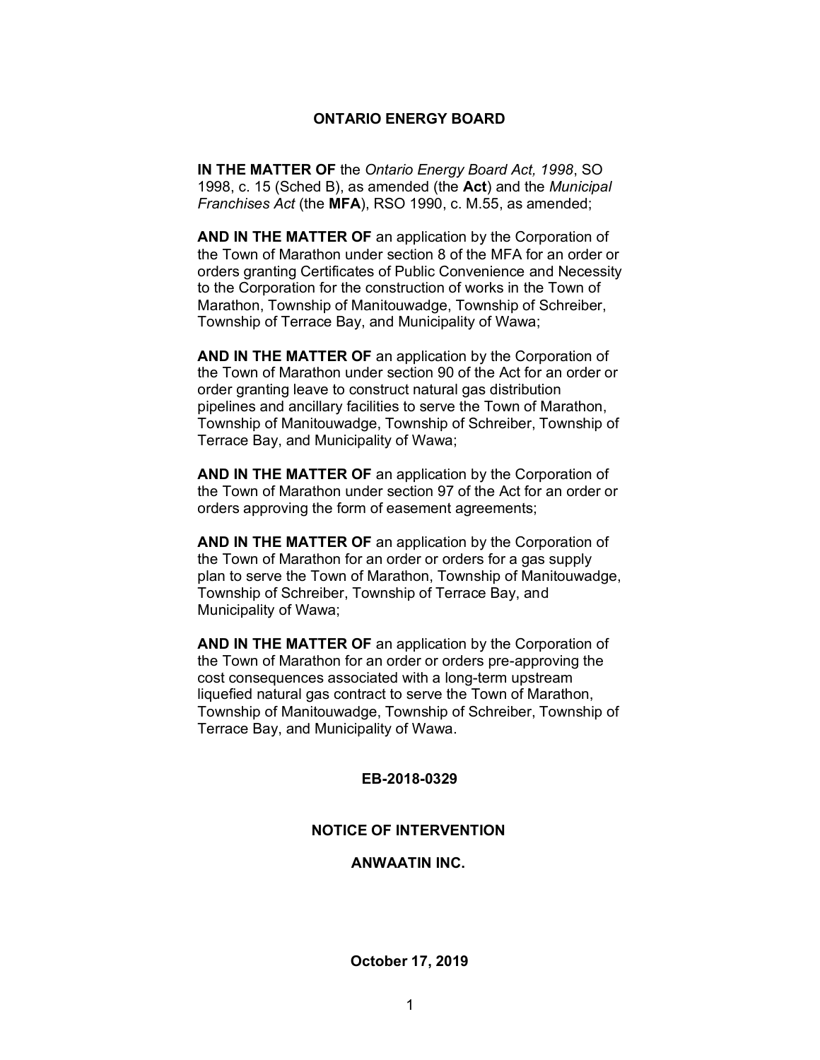**ONTARIO ENERGY BOARD**

**IN THE MATTER OF** the *Ontario Energy Board Act, 1998*, SO 1998, c. 15 (Sched B), as amended (the **Act**) and the *Municipal Franchises Act* (the **MFA**), RSO 1990, c. M.55, as amended;

**AND IN THE MATTER OF** an application by the Corporation of the Town of Marathon under section 8 of the MFA for an order or orders granting Certificates of Public Convenience and Necessity to the Corporation for the construction of works in the Town of Marathon, Township of Manitouwadge, Township of Schreiber, Township of Terrace Bay, and Municipality of Wawa;

**AND IN THE MATTER OF** an application by the Corporation of the Town of Marathon under section 90 of the Act for an order or order granting leave to construct natural gas distribution pipelines and ancillary facilities to serve the Town of Marathon, Township of Manitouwadge, Township of Schreiber, Township of Terrace Bay, and Municipality of Wawa;

**AND IN THE MATTER OF** an application by the Corporation of the Town of Marathon under section 97 of the Act for an order or orders approving the form of easement agreements;

**AND IN THE MATTER OF** an application by the Corporation of the Town of Marathon for an order or orders for a gas supply plan to serve the Town of Marathon, Township of Manitouwadge, Township of Schreiber, Township of Terrace Bay, and Municipality of Wawa;

**AND IN THE MATTER OF** an application by the Corporation of the Town of Marathon for an order or orders pre-approving the cost consequences associated with a long-term upstream liquefied natural gas contract to serve the Town of Marathon, Township of Manitouwadge, Township of Schreiber, Township of Terrace Bay, and Municipality of Wawa.

**EB-2018-0329**

**NOTICE OF INTERVENTION**

**ANWAATIN INC.**

**October 17, 2019**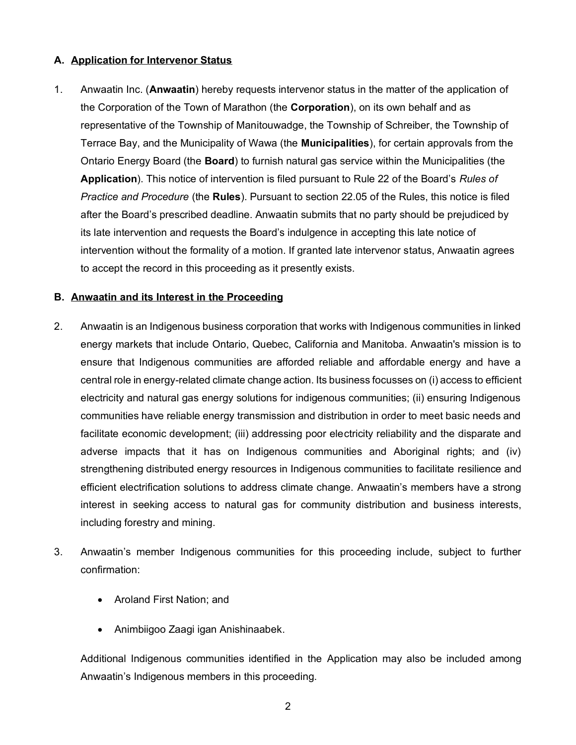### A. <u>Application for Intervenor Status</u>

1. Anwaatin Inc. (**Anwaatin**) hereby requests intervenor status in the matter of the application of the Corporation of the Town of Marathon (the **Corporation**), on its own behalf and as representative of the Township of Manitouwadge, the Township of Schreiber, the Township of Terrace Bay, and the Municipality of Wawa (the **Municipalities**), for certain approvals from the Ontario Energy Board (the **Board**) to furnish natural gas service within the Municipalities (the **Application**). This notice of intervention is filed pursuant to Rule 22 of the Board's *Rules of Practice and Procedure* (the **Rules**). Pursuant to section 22.05 of the Rules, this notice is filed after the Board's prescribed deadline. Anwaatin submits that no party should be prejudiced by its late intervention and requests the Board's indulgence in accepting this late notice of intervention without the formality of a motion. If granted late intervenor status, Anwaatin agrees to accept the record in this proceeding as it presently exists.

### B. <u>Anwaatin and its Interest in the Proceeding</u>

2. Anwaatin is an Indigenous business corporation that works with Indigenous communities in linked energy markets that include Ontario, Quebec, California and Manitoba. Anwaatin's mission is to ensure that Indigenous communities are afforded reliable and affordable energy and have a central role in energy-related climate change action. Its business focusses on (i) access to efficient electricity and natural gas energy solutions for indigenous communities; (ii) ensuring Indigenous communities have reliable energy transmission and distribution in order to meet basic needs and facilitate economic development; (iii) addressing poor electricity reliability and the disparate and adverse impacts that it has on Indigenous communities and Aboriginal rights; and (iv) strengthening distributed energy resources in Indigenous communities to facilitate resilience and efficient electrification solutions to address climate change. Anwaatin's members have a strong interest in seeking access to natural gas for community distribution and business interests, including forestry and mining.

3. Anwaatin's member Indigenous communities for this proceeding include, subject to further confirmation:

   - Aroland First Nation; and
   - Animbiigoo Zaagi igan Anishinaabek.

   Additional Indigenous communities identified in the Application may also be included among Anwaatin's Indigenous members in this proceeding.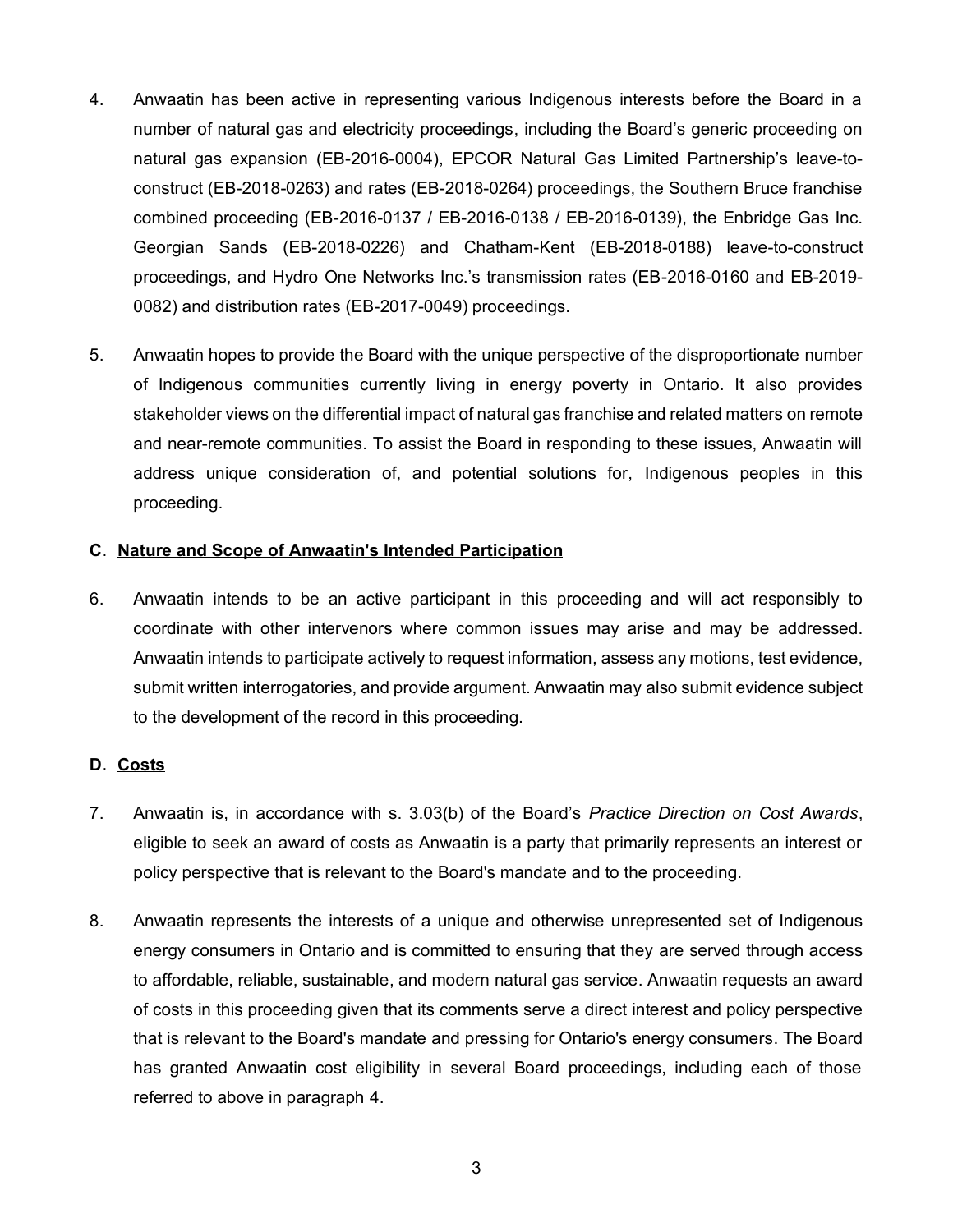4. Anwaatin has been active in representing various Indigenous interests before the Board in a number of natural gas and electricity proceedings, including the Board's generic proceeding on natural gas expansion (EB-2016-0004), EPCOR Natural Gas Limited Partnership's leave-to-construct (EB-2018-0263) and rates (EB-2018-0264) proceedings, the Southern Bruce franchise combined proceeding (EB-2016-0137 / EB-2016-0138 / EB-2016-0139), the Enbridge Gas Inc. Georgian Sands (EB-2018-0226) and Chatham-Kent (EB-2018-0188) leave-to-construct proceedings, and Hydro One Networks Inc.'s transmission rates (EB-2016-0160 and EB-2019-0082) and distribution rates (EB-2017-0049) proceedings.

5. Anwaatin hopes to provide the Board with the unique perspective of the disproportionate number of Indigenous communities currently living in energy poverty in Ontario. It also provides stakeholder views on the differential impact of natural gas franchise and related matters on remote and near-remote communities. To assist the Board in responding to these issues, Anwaatin will address unique consideration of, and potential solutions for, Indigenous peoples in this proceeding.

### C. <u>Nature and Scope of Anwaatin's Intended Participation</u>

6. Anwaatin intends to be an active participant in this proceeding and will act responsibly to coordinate with other intervenors where common issues may arise and may be addressed. Anwaatin intends to participate actively to request information, assess any motions, test evidence, submit written interrogatories, and provide argument. Anwaatin may also submit evidence subject to the development of the record in this proceeding.

### D. <u>Costs</u>

7. Anwaatin is, in accordance with s. 3.03(b) of the Board's *Practice Direction on Cost Awards*, eligible to seek an award of costs as Anwaatin is a party that primarily represents an interest or policy perspective that is relevant to the Board's mandate and to the proceeding.

8. Anwaatin represents the interests of a unique and otherwise unrepresented set of Indigenous energy consumers in Ontario and is committed to ensuring that they are served through access to affordable, reliable, sustainable, and modern natural gas service. Anwaatin requests an award of costs in this proceeding given that its comments serve a direct interest and policy perspective that is relevant to the Board's mandate and pressing for Ontario's energy consumers. The Board has granted Anwaatin cost eligibility in several Board proceedings, including each of those referred to above in paragraph 4.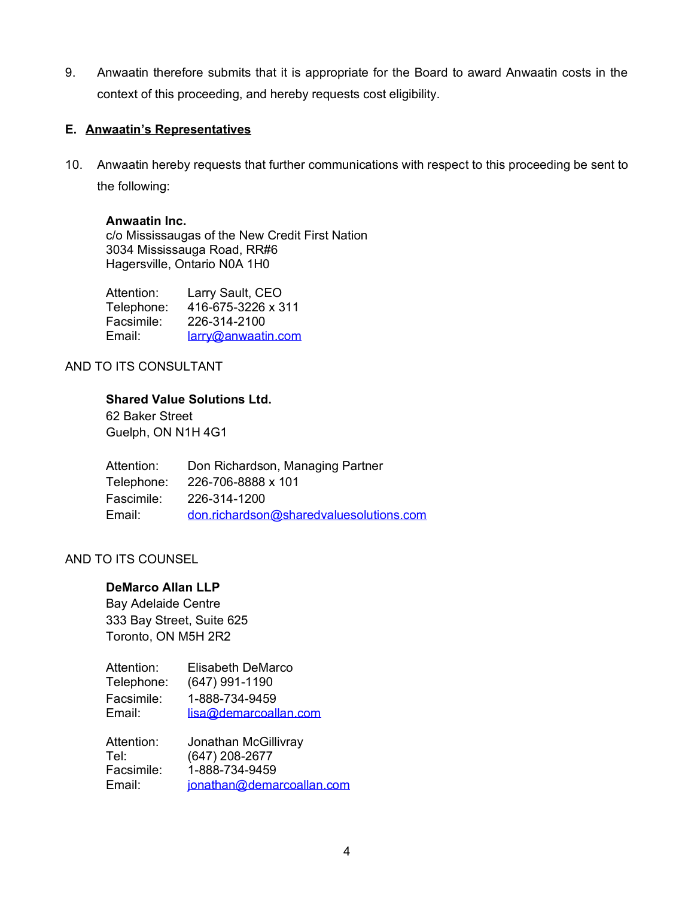9. Anwaatin therefore submits that it is appropriate for the Board to award Anwaatin costs in the context of this proceeding, and hereby requests cost eligibility.

**E. Anwaatin's Representatives**

10. Anwaatin hereby requests that further communications with respect to this proceeding be sent to the following:

**Anwaatin Inc.**
c/o Mississaugas of the New Credit First Nation
3034 Mississauga Road, RR#6
Hagersville, Ontario N0A 1H0

Attention: Larry Sault, CEO
Telephone: 416-675-3226 x 311
Facsimile: 226-314-2100
Email: larry@anwaatin.com

AND TO ITS CONSULTANT

**Shared Value Solutions Ltd.**
62 Baker Street
Guelph, ON N1H 4G1

Attention: Don Richardson, Managing Partner
Telephone: 226-706-8888 x 101
Fascimile: 226-314-1200
Email: don.richardson@sharedvaluesolutions.com

AND TO ITS COUNSEL

**DeMarco Allan LLP**
Bay Adelaide Centre
333 Bay Street, Suite 625
Toronto, ON M5H 2R2

Attention: Elisabeth DeMarco
Telephone: (647) 991-1190
Facsimile: 1-888-734-9459
Email: lisa@demarcoallan.com

Attention: Jonathan McGillivray
Tel: (647) 208-2677
Facsimile: 1-888-734-9459
Email: jonathan@demarcoallan.com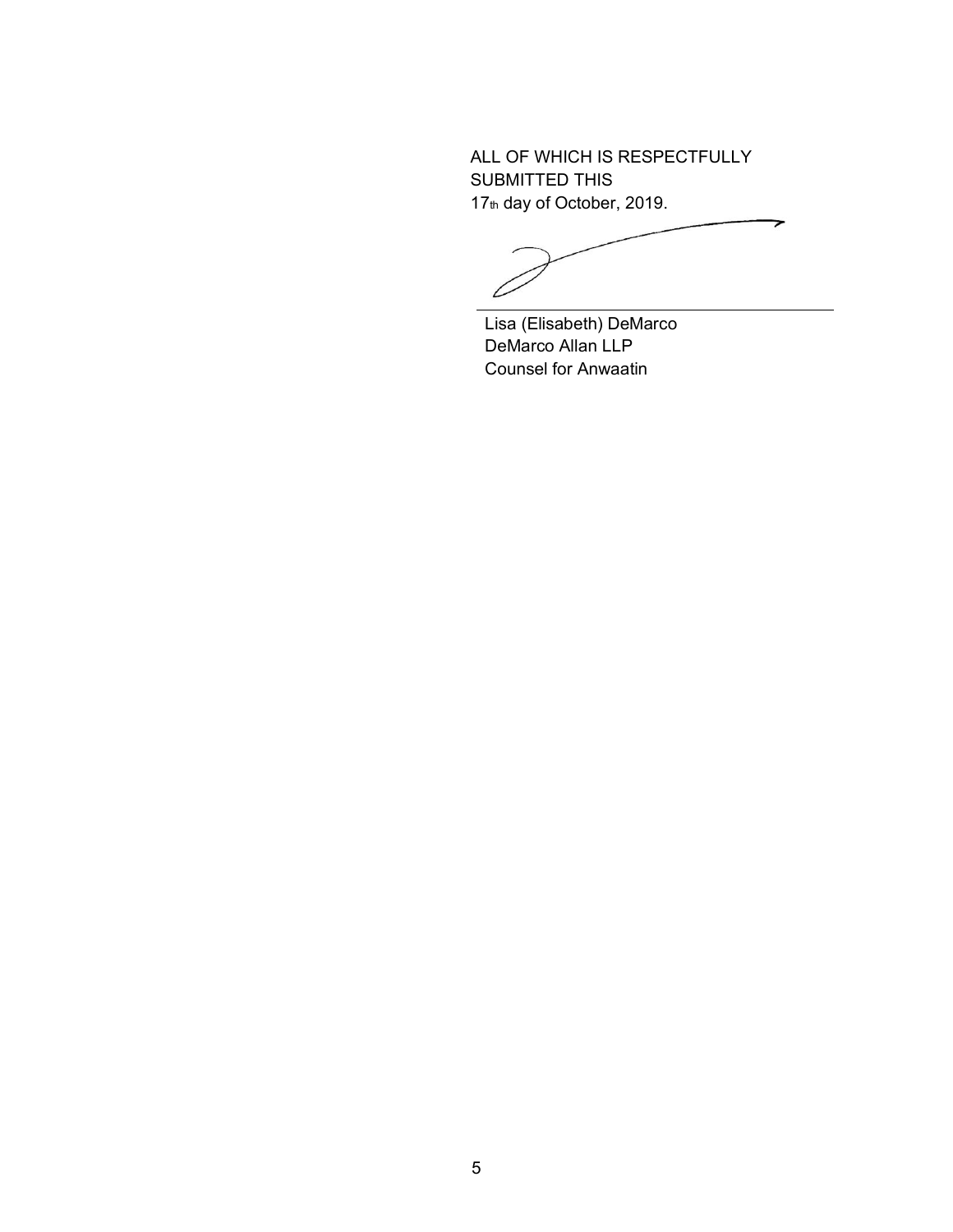ALL OF WHICH IS RESPECTFULLY SUBMITTED THIS
17th day of October, 2019.

Lisa (Elisabeth) DeMarco
DeMarco Allan LLP
Counsel for Anwaatin